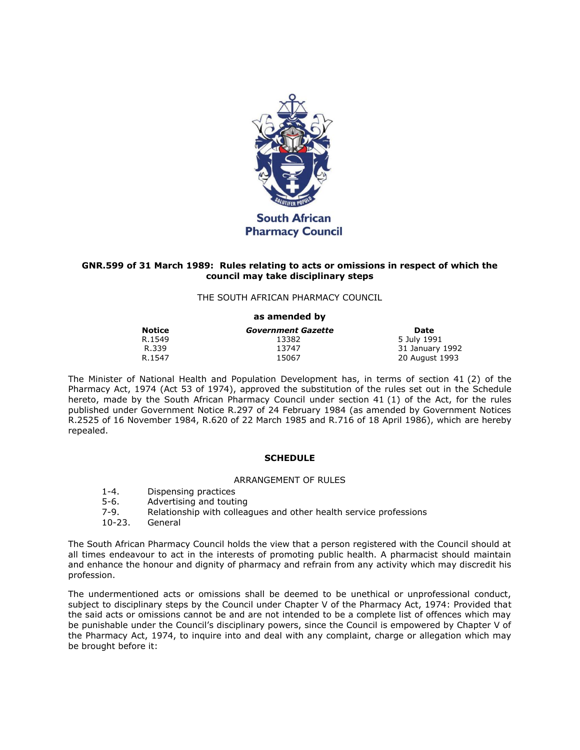South African Pharmacy Council

**GNR.599 of 31 March 1989: Rules relating to acts or omissions in respect of which the council may take disciplinary steps**

THE SOUTH AFRICAN PHARMACY COUNCIL

**as amended by**

| Notice | *Government Gazette* | Date |
|---|---|---|
| R.1549 | 13382 | 5 July 1991 |
| R.339 | 13747 | 31 January 1992 |
| R.1547 | 15067 | 20 August 1993 |

The Minister of National Health and Population Development has, in terms of section 41 (2) of the Pharmacy Act, 1974 (Act 53 of 1974), approved the substitution of the rules set out in the Schedule hereto, made by the South African Pharmacy Council under section 41 (1) of the Act, for the rules published under Government Notice R.297 of 24 February 1984 (as amended by Government Notices R.2525 of 16 November 1984, R.620 of 22 March 1985 and R.716 of 18 April 1986), which are hereby repealed.

**SCHEDULE**

ARRANGEMENT OF RULES

1-4. Dispensing practices
5-6. Advertising and touting
7-9. Relationship with colleagues and other health service professions
10-23. General

The South African Pharmacy Council holds the view that a person registered with the Council should at all times endeavour to act in the interests of promoting public health. A pharmacist should maintain and enhance the honour and dignity of pharmacy and refrain from any activity which may discredit his profession.

The undermentioned acts or omissions shall be deemed to be unethical or unprofessional conduct, subject to disciplinary steps by the Council under Chapter V of the Pharmacy Act, 1974: Provided that the said acts or omissions cannot be and are not intended to be a complete list of offences which may be punishable under the Council's disciplinary powers, since the Council is empowered by Chapter V of the Pharmacy Act, 1974, to inquire into and deal with any complaint, charge or allegation which may be brought before it: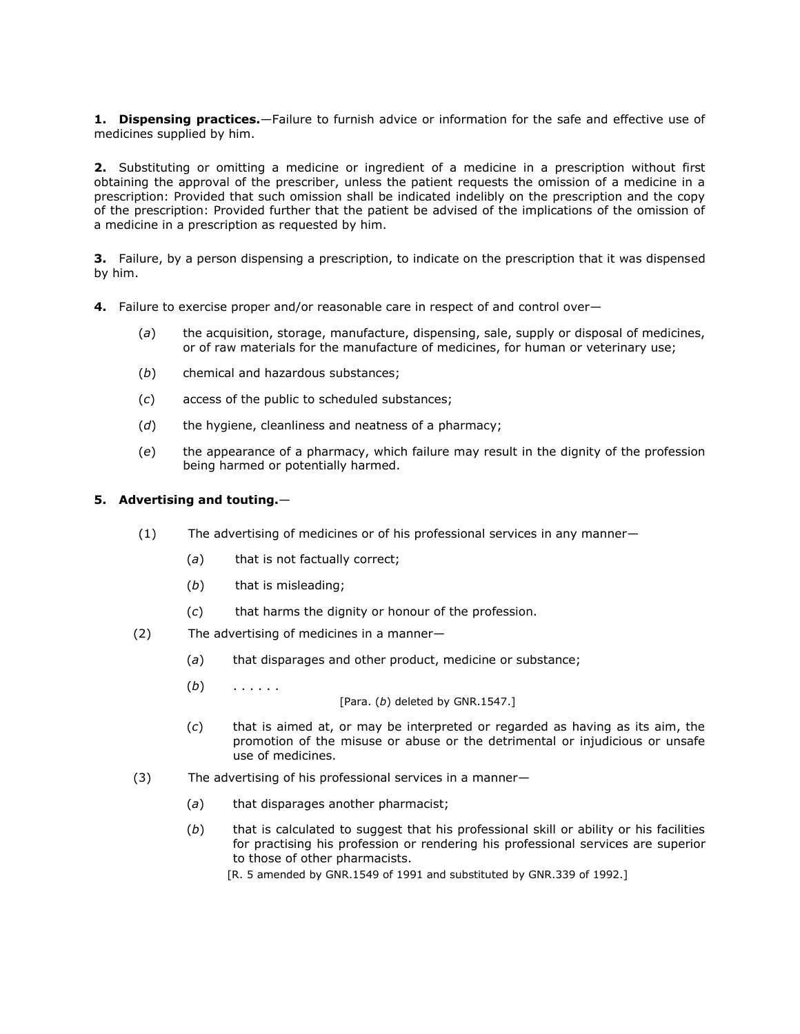**1. Dispensing practices.**—Failure to furnish advice or information for the safe and effective use of medicines supplied by him.

**2.** Substituting or omitting a medicine or ingredient of a medicine in a prescription without first obtaining the approval of the prescriber, unless the patient requests the omission of a medicine in a prescription: Provided that such omission shall be indicated indelibly on the prescription and the copy of the prescription: Provided further that the patient be advised of the implications of the omission of a medicine in a prescription as requested by him.

**3.** Failure, by a person dispensing a prescription, to indicate on the prescription that it was dispensed by him.

**4.** Failure to exercise proper and/or reasonable care in respect of and control over—

(*a*) the acquisition, storage, manufacture, dispensing, sale, supply or disposal of medicines, or of raw materials for the manufacture of medicines, for human or veterinary use;

(*b*) chemical and hazardous substances;

(*c*) access of the public to scheduled substances;

(*d*) the hygiene, cleanliness and neatness of a pharmacy;

(*e*) the appearance of a pharmacy, which failure may result in the dignity of the profession being harmed or potentially harmed.

**5. Advertising and touting.**—

(1) The advertising of medicines or of his professional services in any manner—

(*a*) that is not factually correct;

(*b*) that is misleading;

(*c*) that harms the dignity or honour of the profession.

(2) The advertising of medicines in a manner—

(*a*) that disparages and other product, medicine or substance;

(*b*) . . . . . .

[Para. (*b*) deleted by GNR.1547.]

(*c*) that is aimed at, or may be interpreted or regarded as having as its aim, the promotion of the misuse or abuse or the detrimental or injudicious or unsafe use of medicines.

(3) The advertising of his professional services in a manner—

(*a*) that disparages another pharmacist;

(*b*) that is calculated to suggest that his professional skill or ability or his facilities for practising his profession or rendering his professional services are superior to those of other pharmacists.

[R. 5 amended by GNR.1549 of 1991 and substituted by GNR.339 of 1992.]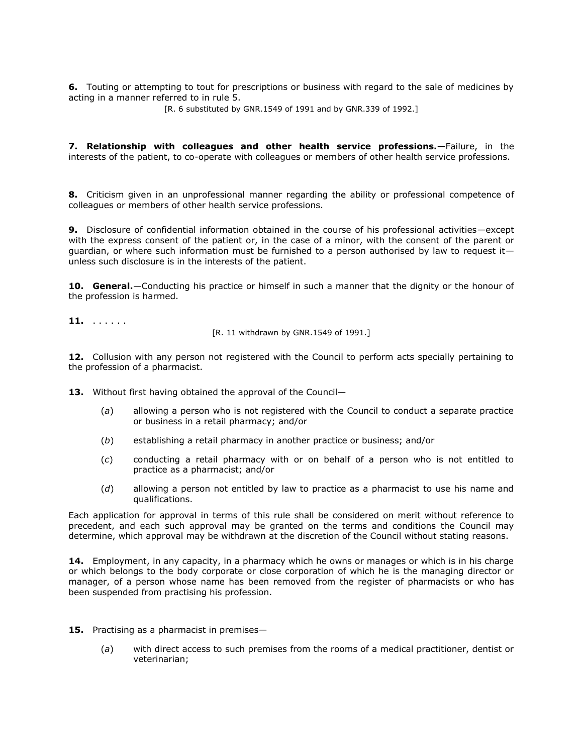**6.** Touting or attempting to tout for prescriptions or business with regard to the sale of medicines by acting in a manner referred to in rule 5.

[R. 6 substituted by GNR.1549 of 1991 and by GNR.339 of 1992.]

**7. Relationship with colleagues and other health service professions.**—Failure, in the interests of the patient, to co-operate with colleagues or members of other health service professions.

**8.** Criticism given in an unprofessional manner regarding the ability or professional competence of colleagues or members of other health service professions.

**9.** Disclosure of confidential information obtained in the course of his professional activities—except with the express consent of the patient or, in the case of a minor, with the consent of the parent or guardian, or where such information must be furnished to a person authorised by law to request it—unless such disclosure is in the interests of the patient.

**10. General.**—Conducting his practice or himself in such a manner that the dignity or the honour of the profession is harmed.

**11.** . . . . . .

[R. 11 withdrawn by GNR.1549 of 1991.]

**12.** Collusion with any person not registered with the Council to perform acts specially pertaining to the profession of a pharmacist.

**13.** Without first having obtained the approval of the Council—

(*a*) allowing a person who is not registered with the Council to conduct a separate practice or business in a retail pharmacy; and/or

(*b*) establishing a retail pharmacy in another practice or business; and/or

(*c*) conducting a retail pharmacy with or on behalf of a person who is not entitled to practice as a pharmacist; and/or

(*d*) allowing a person not entitled by law to practice as a pharmacist to use his name and qualifications.

Each application for approval in terms of this rule shall be considered on merit without reference to precedent, and each such approval may be granted on the terms and conditions the Council may determine, which approval may be withdrawn at the discretion of the Council without stating reasons.

**14.** Employment, in any capacity, in a pharmacy which he owns or manages or which is in his charge or which belongs to the body corporate or close corporation of which he is the managing director or manager, of a person whose name has been removed from the register of pharmacists or who has been suspended from practising his profession.

**15.** Practising as a pharmacist in premises—

(*a*) with direct access to such premises from the rooms of a medical practitioner, dentist or veterinarian;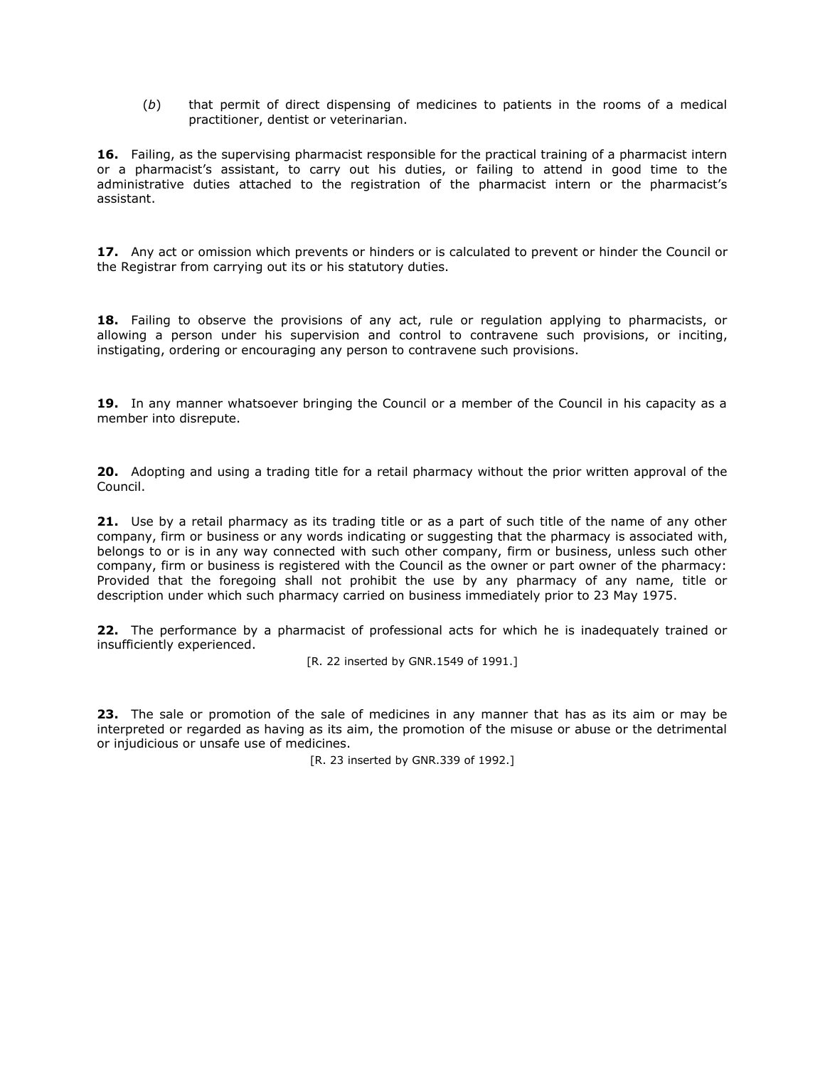(*b*) that permit of direct dispensing of medicines to patients in the rooms of a medical practitioner, dentist or veterinarian.

**16.** Failing, as the supervising pharmacist responsible for the practical training of a pharmacist intern or a pharmacist's assistant, to carry out his duties, or failing to attend in good time to the administrative duties attached to the registration of the pharmacist intern or the pharmacist's assistant.

**17.** Any act or omission which prevents or hinders or is calculated to prevent or hinder the Council or the Registrar from carrying out its or his statutory duties.

**18.** Failing to observe the provisions of any act, rule or regulation applying to pharmacists, or allowing a person under his supervision and control to contravene such provisions, or inciting, instigating, ordering or encouraging any person to contravene such provisions.

**19.** In any manner whatsoever bringing the Council or a member of the Council in his capacity as a member into disrepute.

**20.** Adopting and using a trading title for a retail pharmacy without the prior written approval of the Council.

**21.** Use by a retail pharmacy as its trading title or as a part of such title of the name of any other company, firm or business or any words indicating or suggesting that the pharmacy is associated with, belongs to or is in any way connected with such other company, firm or business, unless such other company, firm or business is registered with the Council as the owner or part owner of the pharmacy: Provided that the foregoing shall not prohibit the use by any pharmacy of any name, title or description under which such pharmacy carried on business immediately prior to 23 May 1975.

**22.** The performance by a pharmacist of professional acts for which he is inadequately trained or insufficiently experienced.

[R. 22 inserted by GNR.1549 of 1991.]

**23.** The sale or promotion of the sale of medicines in any manner that has as its aim or may be interpreted or regarded as having as its aim, the promotion of the misuse or abuse or the detrimental or injudicious or unsafe use of medicines.

[R. 23 inserted by GNR.339 of 1992.]